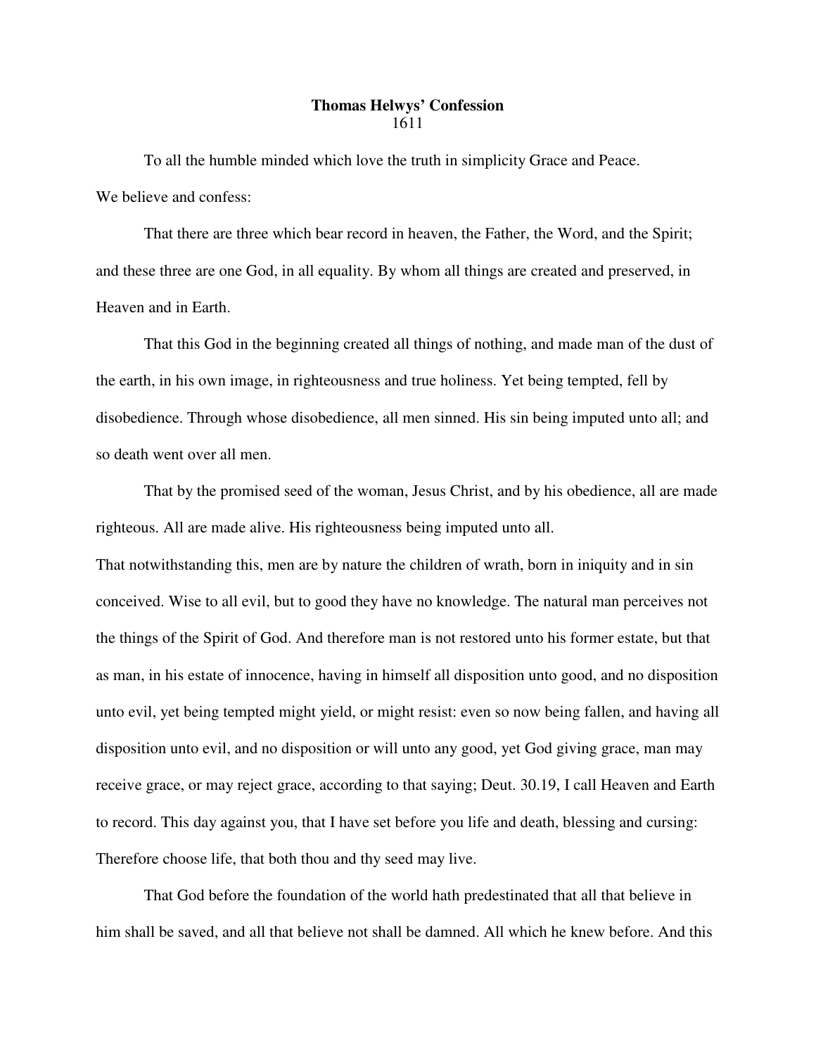# Thomas Helwys' Confession

1611

To all the humble minded which love the truth in simplicity Grace and Peace.

We believe and confess:

That there are three which bear record in heaven, the Father, the Word, and the Spirit; and these three are one God, in all equality. By whom all things are created and preserved, in Heaven and in Earth.

That this God in the beginning created all things of nothing, and made man of the dust of the earth, in his own image, in righteousness and true holiness. Yet being tempted, fell by disobedience. Through whose disobedience, all men sinned. His sin being imputed unto all; and so death went over all men.

That by the promised seed of the woman, Jesus Christ, and by his obedience, all are made righteous. All are made alive. His righteousness being imputed unto all.

That notwithstanding this, men are by nature the children of wrath, born in iniquity and in sin conceived. Wise to all evil, but to good they have no knowledge. The natural man perceives not the things of the Spirit of God. And therefore man is not restored unto his former estate, but that as man, in his estate of innocence, having in himself all disposition unto good, and no disposition unto evil, yet being tempted might yield, or might resist: even so now being fallen, and having all disposition unto evil, and no disposition or will unto any good, yet God giving grace, man may receive grace, or may reject grace, according to that saying; Deut. 30.19, I call Heaven and Earth to record. This day against you, that I have set before you life and death, blessing and cursing: Therefore choose life, that both thou and thy seed may live.

That God before the foundation of the world hath predestinated that all that believe in him shall be saved, and all that believe not shall be damned. All which he knew before. And this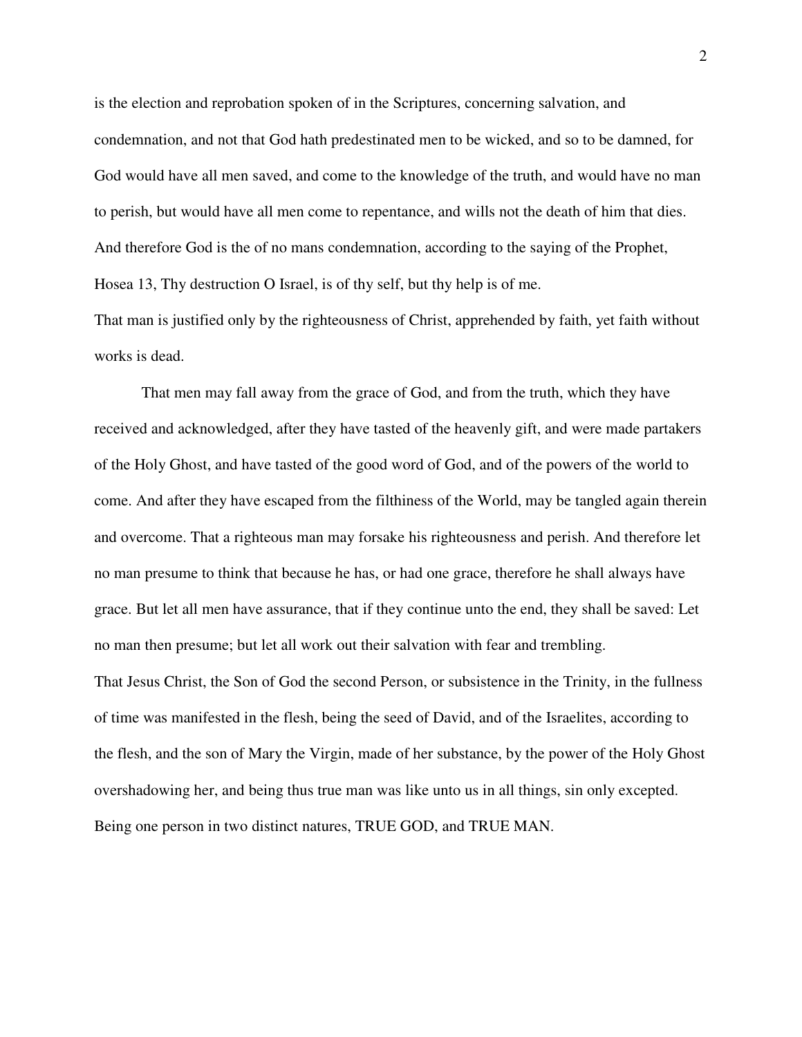is the election and reprobation spoken of in the Scriptures, concerning salvation, and condemnation, and not that God hath predestinated men to be wicked, and so to be damned, for God would have all men saved, and come to the knowledge of the truth, and would have no man to perish, but would have all men come to repentance, and wills not the death of him that dies. And therefore God is the of no mans condemnation, according to the saying of the Prophet, Hosea 13, Thy destruction O Israel, is of thy self, but thy help is of me.

That man is justified only by the righteousness of Christ, apprehended by faith, yet faith without works is dead.

That men may fall away from the grace of God, and from the truth, which they have received and acknowledged, after they have tasted of the heavenly gift, and were made partakers of the Holy Ghost, and have tasted of the good word of God, and of the powers of the world to come. And after they have escaped from the filthiness of the World, may be tangled again therein and overcome. That a righteous man may forsake his righteousness and perish. And therefore let no man presume to think that because he has, or had one grace, therefore he shall always have grace. But let all men have assurance, that if they continue unto the end, they shall be saved: Let no man then presume; but let all work out their salvation with fear and trembling.

That Jesus Christ, the Son of God the second Person, or subsistence in the Trinity, in the fullness of time was manifested in the flesh, being the seed of David, and of the Israelites, according to the flesh, and the son of Mary the Virgin, made of her substance, by the power of the Holy Ghost overshadowing her, and being thus true man was like unto us in all things, sin only excepted. Being one person in two distinct natures, TRUE GOD, and TRUE MAN.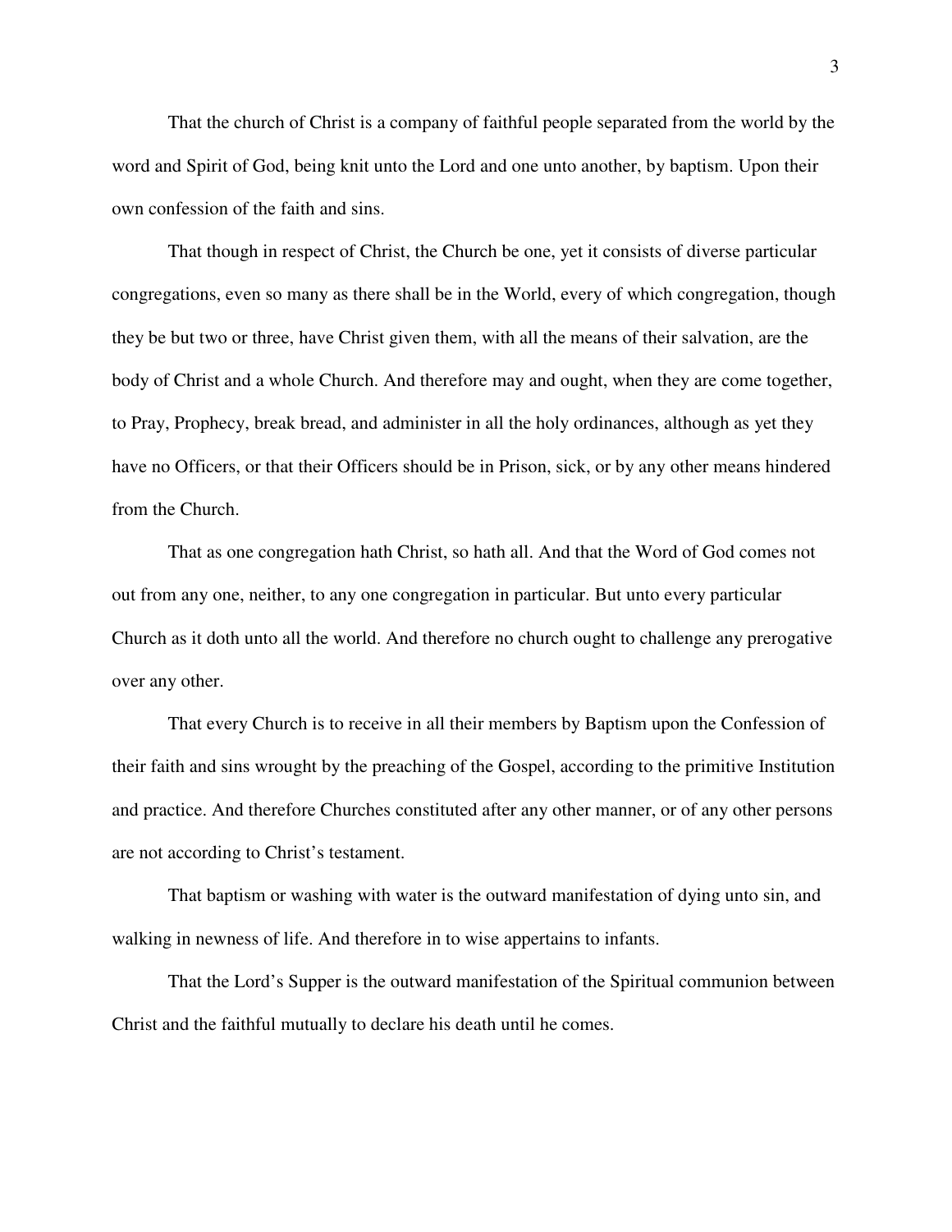That the church of Christ is a company of faithful people separated from the world by the word and Spirit of God, being knit unto the Lord and one unto another, by baptism. Upon their own confession of the faith and sins.

That though in respect of Christ, the Church be one, yet it consists of diverse particular congregations, even so many as there shall be in the World, every of which congregation, though they be but two or three, have Christ given them, with all the means of their salvation, are the body of Christ and a whole Church. And therefore may and ought, when they are come together, to Pray, Prophecy, break bread, and administer in all the holy ordinances, although as yet they have no Officers, or that their Officers should be in Prison, sick, or by any other means hindered from the Church.

That as one congregation hath Christ, so hath all. And that the Word of God comes not out from any one, neither, to any one congregation in particular. But unto every particular Church as it doth unto all the world. And therefore no church ought to challenge any prerogative over any other.

That every Church is to receive in all their members by Baptism upon the Confession of their faith and sins wrought by the preaching of the Gospel, according to the primitive Institution and practice. And therefore Churches constituted after any other manner, or of any other persons are not according to Christ's testament.

That baptism or washing with water is the outward manifestation of dying unto sin, and walking in newness of life. And therefore in to wise appertains to infants.

That the Lord's Supper is the outward manifestation of the Spiritual communion between Christ and the faithful mutually to declare his death until he comes.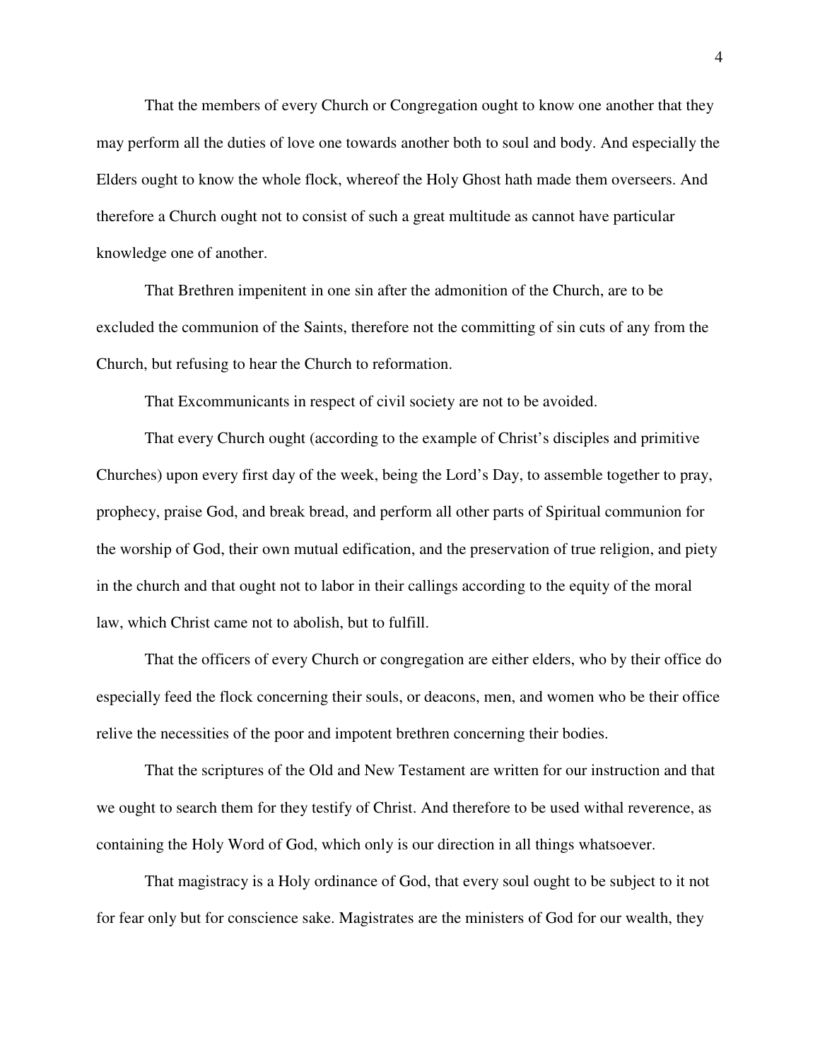That the members of every Church or Congregation ought to know one another that they may perform all the duties of love one towards another both to soul and body. And especially the Elders ought to know the whole flock, whereof the Holy Ghost hath made them overseers. And therefore a Church ought not to consist of such a great multitude as cannot have particular knowledge one of another.

That Brethren impenitent in one sin after the admonition of the Church, are to be excluded the communion of the Saints, therefore not the committing of sin cuts of any from the Church, but refusing to hear the Church to reformation.

That Excommunicants in respect of civil society are not to be avoided.

That every Church ought (according to the example of Christ's disciples and primitive Churches) upon every first day of the week, being the Lord's Day, to assemble together to pray, prophecy, praise God, and break bread, and perform all other parts of Spiritual communion for the worship of God, their own mutual edification, and the preservation of true religion, and piety in the church and that ought not to labor in their callings according to the equity of the moral law, which Christ came not to abolish, but to fulfill.

That the officers of every Church or congregation are either elders, who by their office do especially feed the flock concerning their souls, or deacons, men, and women who be their office relive the necessities of the poor and impotent brethren concerning their bodies.

That the scriptures of the Old and New Testament are written for our instruction and that we ought to search them for they testify of Christ. And therefore to be used withal reverence, as containing the Holy Word of God, which only is our direction in all things whatsoever.

That magistracy is a Holy ordinance of God, that every soul ought to be subject to it not for fear only but for conscience sake. Magistrates are the ministers of God for our wealth, they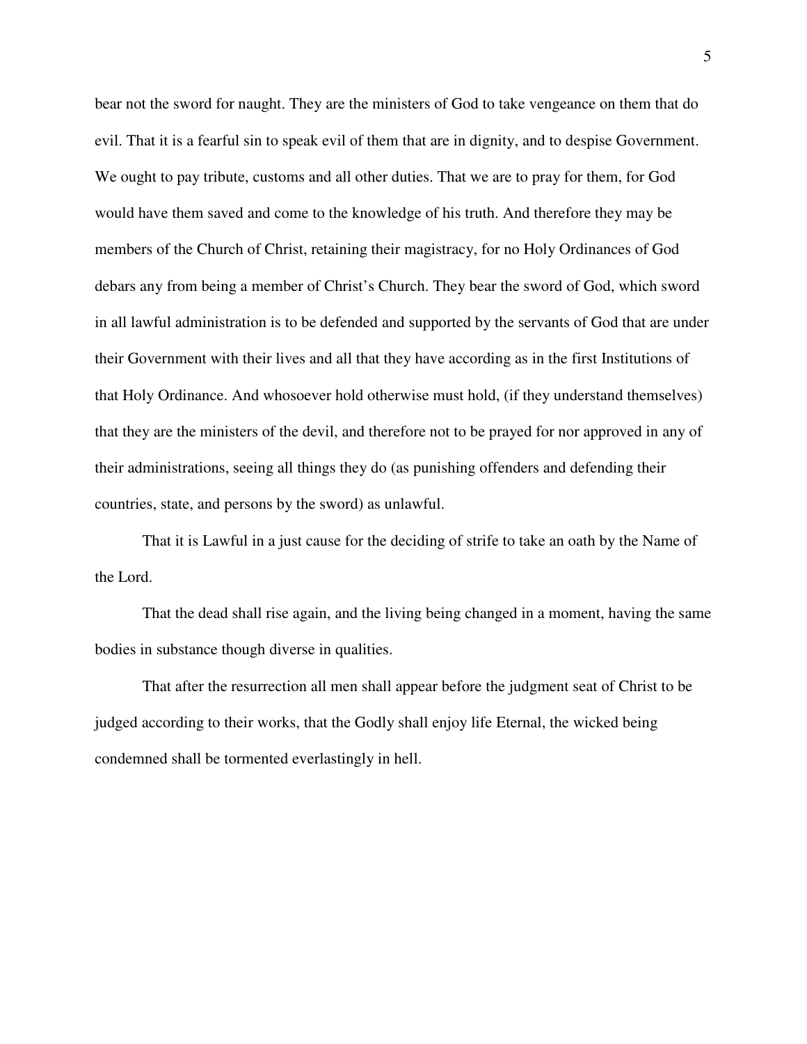bear not the sword for naught. They are the ministers of God to take vengeance on them that do evil. That it is a fearful sin to speak evil of them that are in dignity, and to despise Government. We ought to pay tribute, customs and all other duties. That we are to pray for them, for God would have them saved and come to the knowledge of his truth. And therefore they may be members of the Church of Christ, retaining their magistracy, for no Holy Ordinances of God debars any from being a member of Christ's Church. They bear the sword of God, which sword in all lawful administration is to be defended and supported by the servants of God that are under their Government with their lives and all that they have according as in the first Institutions of that Holy Ordinance. And whosoever hold otherwise must hold, (if they understand themselves) that they are the ministers of the devil, and therefore not to be prayed for nor approved in any of their administrations, seeing all things they do (as punishing offenders and defending their countries, state, and persons by the sword) as unlawful.

That it is Lawful in a just cause for the deciding of strife to take an oath by the Name of the Lord.

That the dead shall rise again, and the living being changed in a moment, having the same bodies in substance though diverse in qualities.

That after the resurrection all men shall appear before the judgment seat of Christ to be judged according to their works, that the Godly shall enjoy life Eternal, the wicked being condemned shall be tormented everlastingly in hell.